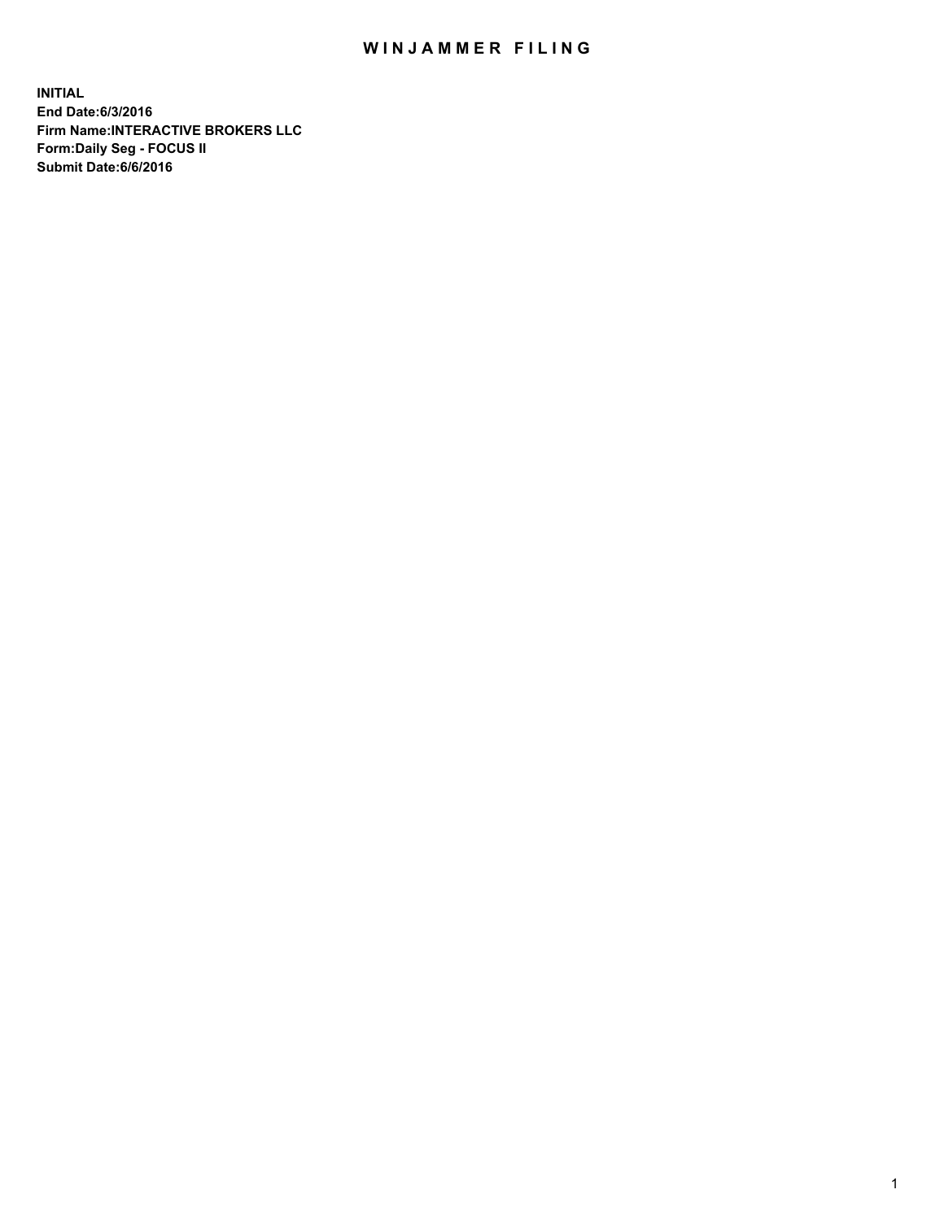# WINJAMMER FILING

**INITIAL**
**End Date:6/3/2016**
**Firm Name:INTERACTIVE BROKERS LLC**
**Form:Daily Seg - FOCUS II**
**Submit Date:6/6/2016**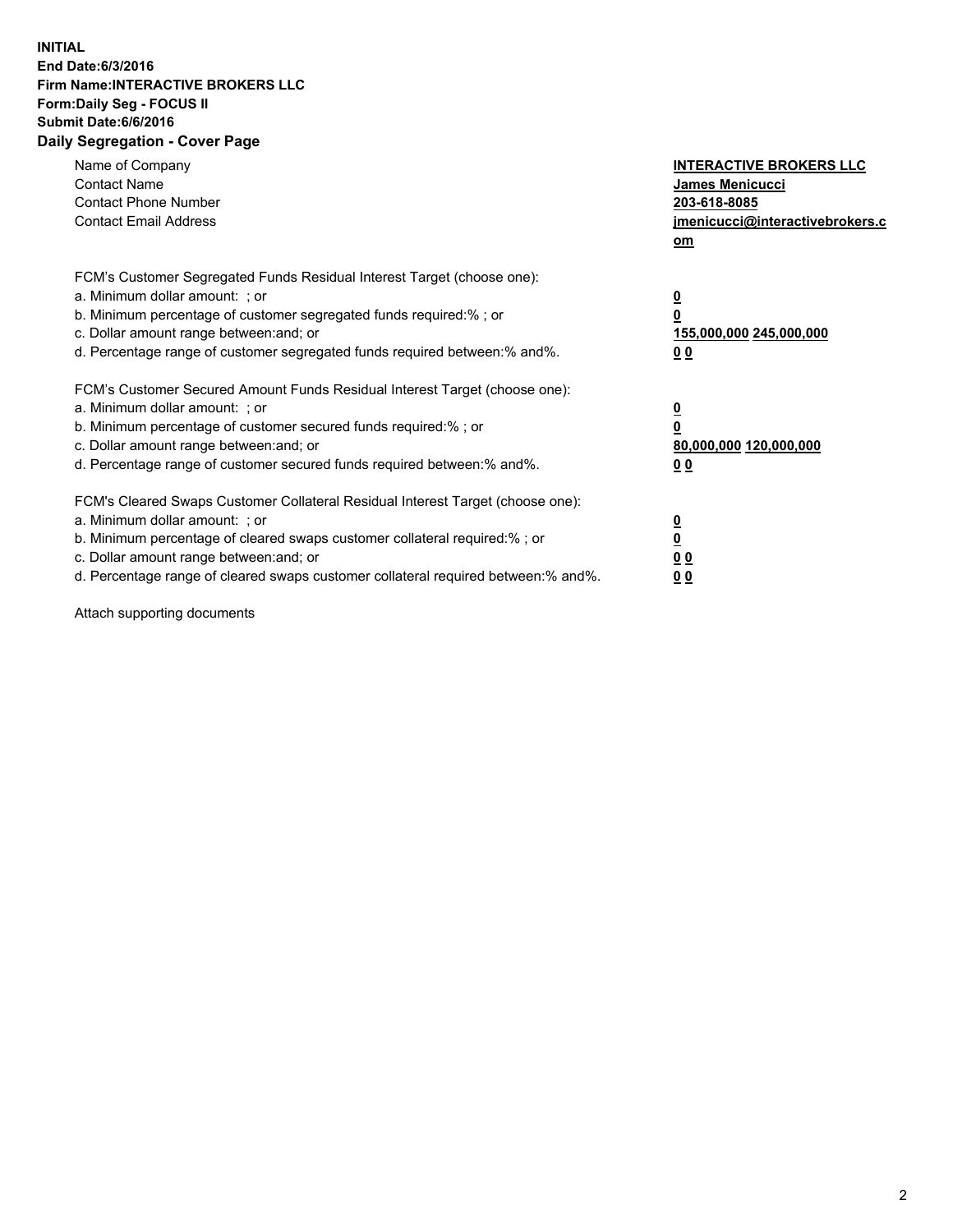**INITIAL**
**End Date:6/3/2016**
**Firm Name:INTERACTIVE BROKERS LLC**
**Form:Daily Seg - FOCUS II**
**Submit Date:6/6/2016**
**Daily Segregation - Cover Page**

| | |
|---|---|
| Name of Company | **INTERACTIVE BROKERS LLC** |
| Contact Name | **James Menicucci** |
| Contact Phone Number | **203-618-8085** |
| Contact Email Address | **jmenicucci@interactivebrokers.com** |

FCM's Customer Segregated Funds Residual Interest Target (choose one):

| | |
|---|---|
| a. Minimum dollar amount: ; or | **0** |
| b. Minimum percentage of customer segregated funds required:% ; or | **0** |
| c. Dollar amount range between:and; or | **155,000,000 245,000,000** |
| d. Percentage range of customer segregated funds required between:% and%. | **0 0** |

FCM's Customer Secured Amount Funds Residual Interest Target (choose one):

| | |
|---|---|
| a. Minimum dollar amount: ; or | **0** |
| b. Minimum percentage of customer secured funds required:% ; or | **0** |
| c. Dollar amount range between:and; or | **80,000,000 120,000,000** |
| d. Percentage range of customer secured funds required between:% and%. | **0 0** |

FCM's Cleared Swaps Customer Collateral Residual Interest Target (choose one):

| | |
|---|---|
| a. Minimum dollar amount: ; or | **0** |
| b. Minimum percentage of cleared swaps customer collateral required:% ; or | **0** |
| c. Dollar amount range between:and; or | **0 0** |
| d. Percentage range of cleared swaps customer collateral required between:% and%. | **0 0** |

Attach supporting documents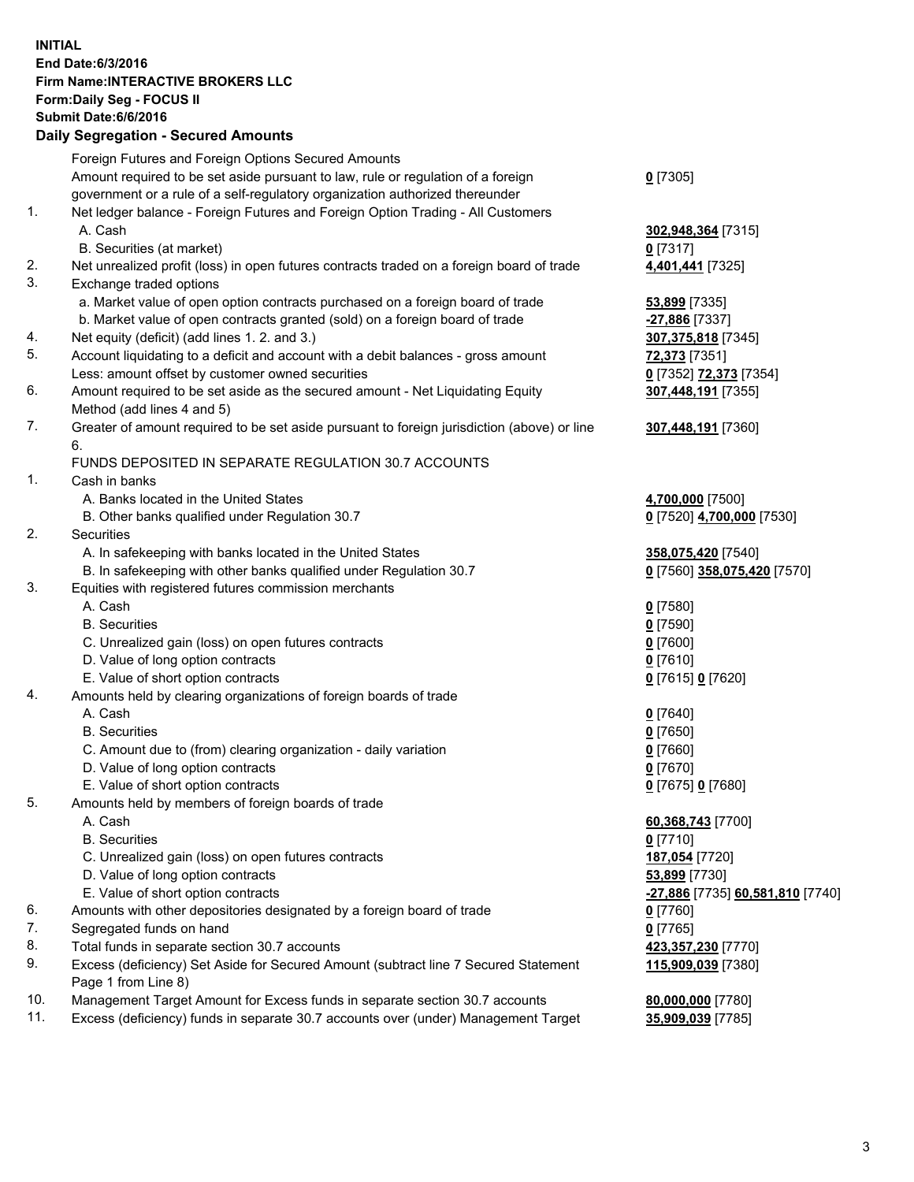**INITIAL**
**End Date:6/3/2016**
**Firm Name:INTERACTIVE BROKERS LLC**
**Form:Daily Seg - FOCUS II**
**Submit Date:6/6/2016**

### Daily Segregation - Secured Amounts

| | | |
|---|---|---|
| | Foreign Futures and Foreign Options Secured Amounts | |
| | Amount required to be set aside pursuant to law, rule or regulation of a foreign government or a rule of a self-regulatory organization authorized thereunder | **0** [7305] |
| 1. | Net ledger balance - Foreign Futures and Foreign Option Trading - All Customers | |
| | A. Cash | **302,948,364** [7315] |
| | B. Securities (at market) | **0** [7317] |
| 2. | Net unrealized profit (loss) in open futures contracts traded on a foreign board of trade | **4,401,441** [7325] |
| 3. | Exchange traded options | |
| | a. Market value of open option contracts purchased on a foreign board of trade | **53,899** [7335] |
| | b. Market value of open contracts granted (sold) on a foreign board of trade | **-27,886** [7337] |
| 4. | Net equity (deficit) (add lines 1. 2. and 3.) | **307,375,818** [7345] |
| 5. | Account liquidating to a deficit and account with a debit balances - gross amount | **72,373** [7351] |
| | Less: amount offset by customer owned securities | **0** [7352] **72,373** [7354] |
| 6. | Amount required to be set aside as the secured amount - Net Liquidating Equity Method (add lines 4 and 5) | **307,448,191** [7355] |
| 7. | Greater of amount required to be set aside pursuant to foreign jurisdiction (above) or line 6. | **307,448,191** [7360] |
| | FUNDS DEPOSITED IN SEPARATE REGULATION 30.7 ACCOUNTS | |
| 1. | Cash in banks | |
| | A. Banks located in the United States | **4,700,000** [7500] |
| | B. Other banks qualified under Regulation 30.7 | **0** [7520] **4,700,000** [7530] |
| 2. | Securities | |
| | A. In safekeeping with banks located in the United States | **358,075,420** [7540] |
| | B. In safekeeping with other banks qualified under Regulation 30.7 | **0** [7560] **358,075,420** [7570] |
| 3. | Equities with registered futures commission merchants | |
| | A. Cash | **0** [7580] |
| | B. Securities | **0** [7590] |
| | C. Unrealized gain (loss) on open futures contracts | **0** [7600] |
| | D. Value of long option contracts | **0** [7610] |
| | E. Value of short option contracts | **0** [7615] **0** [7620] |
| 4. | Amounts held by clearing organizations of foreign boards of trade | |
| | A. Cash | **0** [7640] |
| | B. Securities | **0** [7650] |
| | C. Amount due to (from) clearing organization - daily variation | **0** [7660] |
| | D. Value of long option contracts | **0** [7670] |
| | E. Value of short option contracts | **0** [7675] **0** [7680] |
| 5. | Amounts held by members of foreign boards of trade | |
| | A. Cash | **60,368,743** [7700] |
| | B. Securities | **0** [7710] |
| | C. Unrealized gain (loss) on open futures contracts | **187,054** [7720] |
| | D. Value of long option contracts | **53,899** [7730] |
| | E. Value of short option contracts | **-27,886** [7735] **60,581,810** [7740] |
| 6. | Amounts with other depositories designated by a foreign board of trade | **0** [7760] |
| 7. | Segregated funds on hand | **0** [7765] |
| 8. | Total funds in separate section 30.7 accounts | **423,357,230** [7770] |
| 9. | Excess (deficiency) Set Aside for Secured Amount (subtract line 7 Secured Statement Page 1 from Line 8) | **115,909,039** [7380] |
| 10. | Management Target Amount for Excess funds in separate section 30.7 accounts | **80,000,000** [7780] |
| 11. | Excess (deficiency) funds in separate 30.7 accounts over (under) Management Target | **35,909,039** [7785] |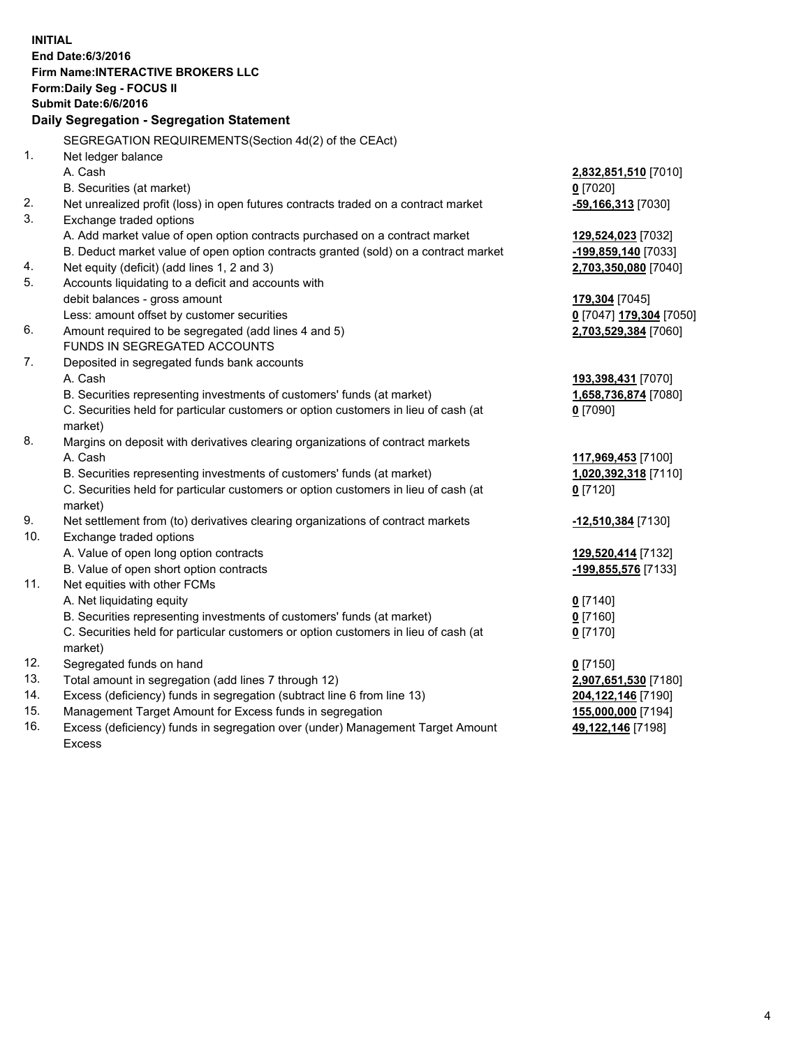**INITIAL**
**End Date:6/3/2016**
**Firm Name:INTERACTIVE BROKERS LLC**
**Form:Daily Seg - FOCUS II**
**Submit Date:6/6/2016**

## Daily Segregation - Segregation Statement

SEGREGATION REQUIREMENTS(Section 4d(2) of the CEAct)

| | | |
|---|---|---|
| 1. | Net ledger balance | |
| | A. Cash | **2,832,851,510** [7010] |
| | B. Securities (at market) | **0** [7020] |
| 2. | Net unrealized profit (loss) in open futures contracts traded on a contract market | **-59,166,313** [7030] |
| 3. | Exchange traded options | |
| | A. Add market value of open option contracts purchased on a contract market | **129,524,023** [7032] |
| | B. Deduct market value of open option contracts granted (sold) on a contract market | **-199,859,140** [7033] |
| 4. | Net equity (deficit) (add lines 1, 2 and 3) | **2,703,350,080** [7040] |
| 5. | Accounts liquidating to a deficit and accounts with | |
| | debit balances - gross amount | **179,304** [7045] |
| | Less: amount offset by customer securities | **0** [7047] **179,304** [7050] |
| 6. | Amount required to be segregated (add lines 4 and 5) | **2,703,529,384** [7060] |
| | FUNDS IN SEGREGATED ACCOUNTS | |
| 7. | Deposited in segregated funds bank accounts | |
| | A. Cash | **193,398,431** [7070] |
| | B. Securities representing investments of customers' funds (at market) | **1,658,736,874** [7080] |
| | C. Securities held for particular customers or option customers in lieu of cash (at market) | **0** [7090] |
| 8. | Margins on deposit with derivatives clearing organizations of contract markets | |
| | A. Cash | **117,969,453** [7100] |
| | B. Securities representing investments of customers' funds (at market) | **1,020,392,318** [7110] |
| | C. Securities held for particular customers or option customers in lieu of cash (at market) | **0** [7120] |
| 9. | Net settlement from (to) derivatives clearing organizations of contract markets | **-12,510,384** [7130] |
| 10. | Exchange traded options | |
| | A. Value of open long option contracts | **129,520,414** [7132] |
| | B. Value of open short option contracts | **-199,855,576** [7133] |
| 11. | Net equities with other FCMs | |
| | A. Net liquidating equity | **0** [7140] |
| | B. Securities representing investments of customers' funds (at market) | **0** [7160] |
| | C. Securities held for particular customers or option customers in lieu of cash (at market) | **0** [7170] |
| 12. | Segregated funds on hand | **0** [7150] |
| 13. | Total amount in segregation (add lines 7 through 12) | **2,907,651,530** [7180] |
| 14. | Excess (deficiency) funds in segregation (subtract line 6 from line 13) | **204,122,146** [7190] |
| 15. | Management Target Amount for Excess funds in segregation | **155,000,000** [7194] |
| 16. | Excess (deficiency) funds in segregation over (under) Management Target Amount Excess | **49,122,146** [7198] |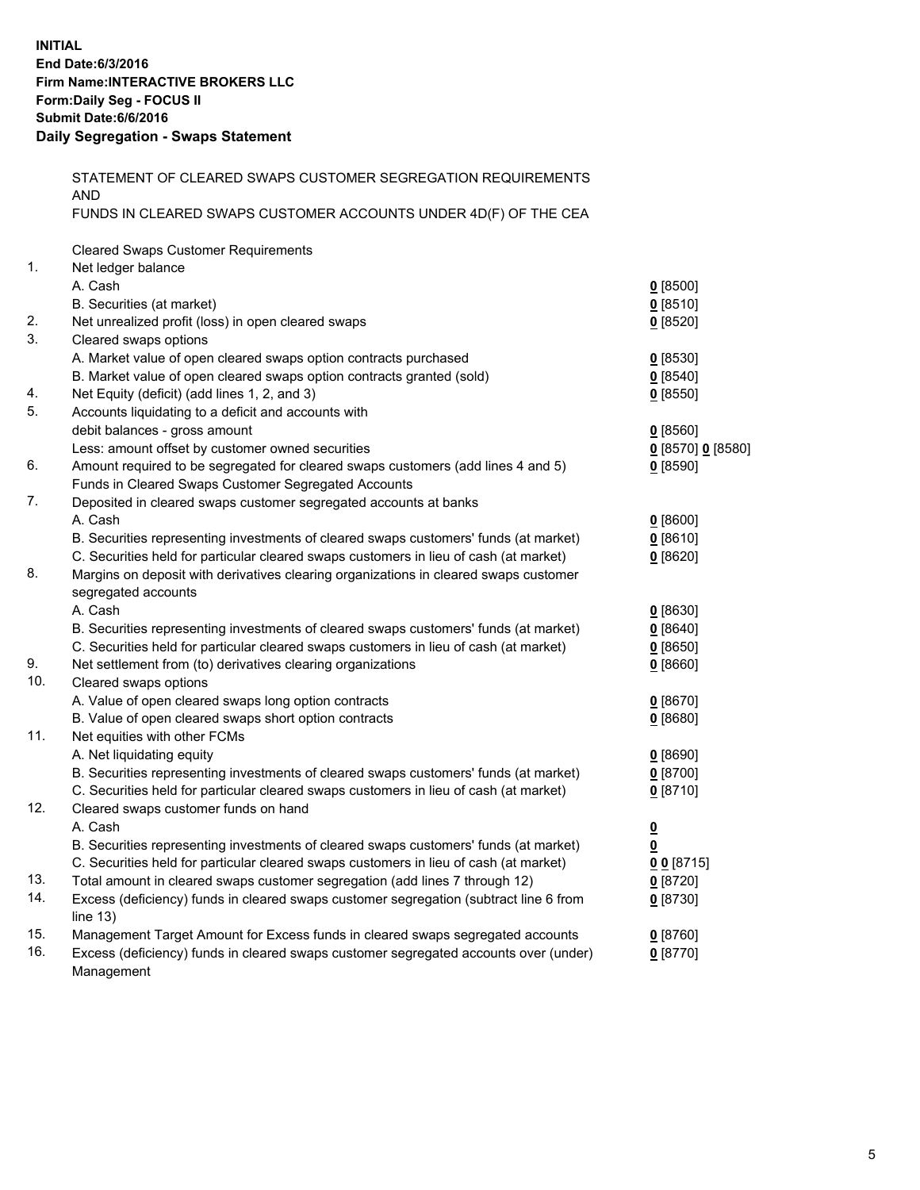**INITIAL**
**End Date:6/3/2016**
**Firm Name:INTERACTIVE BROKERS LLC**
**Form:Daily Seg - FOCUS II**
**Submit Date:6/6/2016**
**Daily Segregation - Swaps Statement**

STATEMENT OF CLEARED SWAPS CUSTOMER SEGREGATION REQUIREMENTS
AND
FUNDS IN CLEARED SWAPS CUSTOMER ACCOUNTS UNDER 4D(F) OF THE CEA

| | | |
|---|---|---|
| | Cleared Swaps Customer Requirements | |
| 1. | Net ledger balance | |
| | A. Cash | 0 [8500] |
| | B. Securities (at market) | 0 [8510] |
| 2. | Net unrealized profit (loss) in open cleared swaps | 0 [8520] |
| 3. | Cleared swaps options | |
| | A. Market value of open cleared swaps option contracts purchased | 0 [8530] |
| | B. Market value of open cleared swaps option contracts granted (sold) | 0 [8540] |
| 4. | Net Equity (deficit) (add lines 1, 2, and 3) | 0 [8550] |
| 5. | Accounts liquidating to a deficit and accounts with | |
| | debit balances - gross amount | 0 [8560] |
| | Less: amount offset by customer owned securities | 0 [8570] 0 [8580] |
| 6. | Amount required to be segregated for cleared swaps customers (add lines 4 and 5) | 0 [8590] |
| | Funds in Cleared Swaps Customer Segregated Accounts | |
| 7. | Deposited in cleared swaps customer segregated accounts at banks | |
| | A. Cash | 0 [8600] |
| | B. Securities representing investments of cleared swaps customers' funds (at market) | 0 [8610] |
| | C. Securities held for particular cleared swaps customers in lieu of cash (at market) | 0 [8620] |
| 8. | Margins on deposit with derivatives clearing organizations in cleared swaps customer segregated accounts | |
| | A. Cash | 0 [8630] |
| | B. Securities representing investments of cleared swaps customers' funds (at market) | 0 [8640] |
| | C. Securities held for particular cleared swaps customers in lieu of cash (at market) | 0 [8650] |
| 9. | Net settlement from (to) derivatives clearing organizations | 0 [8660] |
| 10. | Cleared swaps options | |
| | A. Value of open cleared swaps long option contracts | 0 [8670] |
| | B. Value of open cleared swaps short option contracts | 0 [8680] |
| 11. | Net equities with other FCMs | |
| | A. Net liquidating equity | 0 [8690] |
| | B. Securities representing investments of cleared swaps customers' funds (at market) | 0 [8700] |
| | C. Securities held for particular cleared swaps customers in lieu of cash (at market) | 0 [8710] |
| 12. | Cleared swaps customer funds on hand | |
| | A. Cash | 0 |
| | B. Securities representing investments of cleared swaps customers' funds (at market) | 0 |
| | C. Securities held for particular cleared swaps customers in lieu of cash (at market) | 0 0 [8715] |
| 13. | Total amount in cleared swaps customer segregation (add lines 7 through 12) | 0 [8720] |
| 14. | Excess (deficiency) funds in cleared swaps customer segregation (subtract line 6 from line 13) | 0 [8730] |
| 15. | Management Target Amount for Excess funds in cleared swaps segregated accounts | 0 [8760] |
| 16. | Excess (deficiency) funds in cleared swaps customer segregated accounts over (under) Management | 0 [8770] |